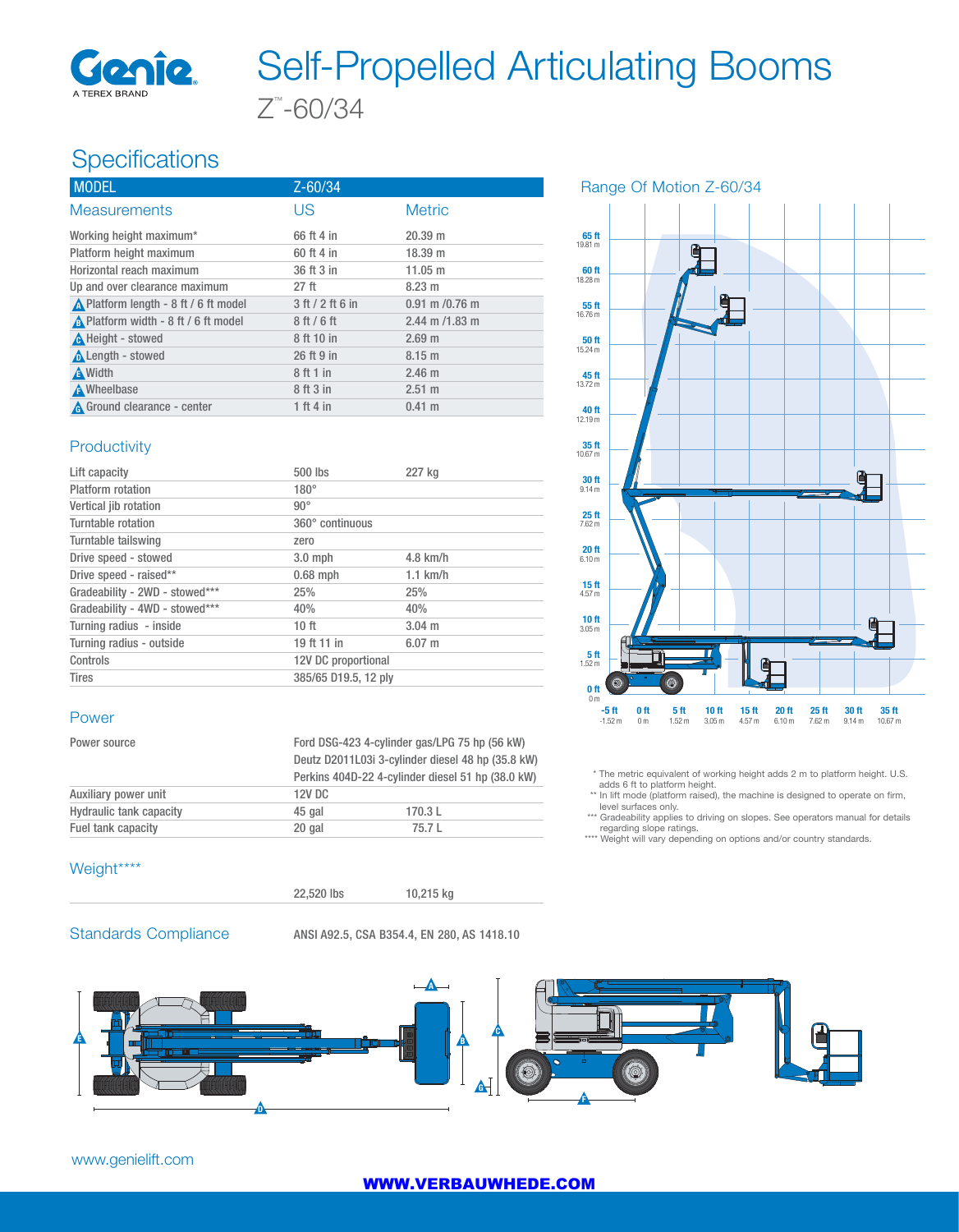# Self-Propelled Articulating Booms

Z™-60/34

## Specifications

| MODEL | Z-60/34 | |
|---|---|---|
| **Measurements** | **US** | **Metric** |
| Working height maximum* | 66 ft 4 in | 20.39 m |
| Platform height maximum | 60 ft 4 in | 18.39 m |
| Horizontal reach maximum | 36 ft 3 in | 11.05 m |
| Up and over clearance maximum | 27 ft | 8.23 m |
| A Platform length - 8 ft / 6 ft model | 3 ft / 2 ft 6 in | 0.91 m /0.76 m |
| B Platform width - 8 ft / 6 ft model | 8 ft / 6 ft | 2.44 m /1.83 m |
| C Height - stowed | 8 ft 10 in | 2.69 m |
| D Length - stowed | 26 ft 9 in | 8.15 m |
| E Width | 8 ft 1 in | 2.46 m |
| F Wheelbase | 8 ft 3 in | 2.51 m |
| G Ground clearance - center | 1 ft 4 in | 0.41 m |

### Productivity

| | | |
|---|---|---|
| Lift capacity | 500 lbs | 227 kg |
| Platform rotation | 180° | |
| Vertical jib rotation | 90° | |
| Turntable rotation | 360° continuous | |
| Turntable tailswing | zero | |
| Drive speed - stowed | 3.0 mph | 4.8 km/h |
| Drive speed - raised** | 0.68 mph | 1.1 km/h |
| Gradeability - 2WD - stowed*** | 25% | 25% |
| Gradeability - 4WD - stowed*** | 40% | 40% |
| Turning radius - inside | 10 ft | 3.04 m |
| Turning radius - outside | 19 ft 11 in | 6.07 m |
| Controls | 12V DC proportional | |
| Tires | 385/65 D19.5, 12 ply | |

### Power

| | | |
|---|---|---|
| Power source | Ford DSG-423 4-cylinder gas/LPG 75 hp (56 kW)<br>Deutz D2011L03i 3-cylinder diesel 48 hp (35.8 kW)<br>Perkins 404D-22 4-cylinder diesel 51 hp (38.0 kW) | |
| Auxiliary power unit | 12V DC | |
| Hydraulic tank capacity | 45 gal | 170.3 L |
| Fuel tank capacity | 20 gal | 75.7 L |

### Weight****

| | |
|---|---|
| 22,520 lbs | 10,215 kg |

### Standards Compliance

ANSI A92.5, CSA B354.4, EN 280, AS 1418.10

### Range Of Motion Z-60/34

\* The metric equivalent of working height adds 2 m to platform height. U.S. adds 6 ft to platform height.

\** In lift mode (platform raised), the machine is designed to operate on firm, level surfaces only.

\*** Gradeability applies to driving on slopes. See operators manual for details regarding slope ratings.

\**** Weight will vary depending on options and/or country standards.

www.genielift.com

WWW.VERBAUWHEDE.COM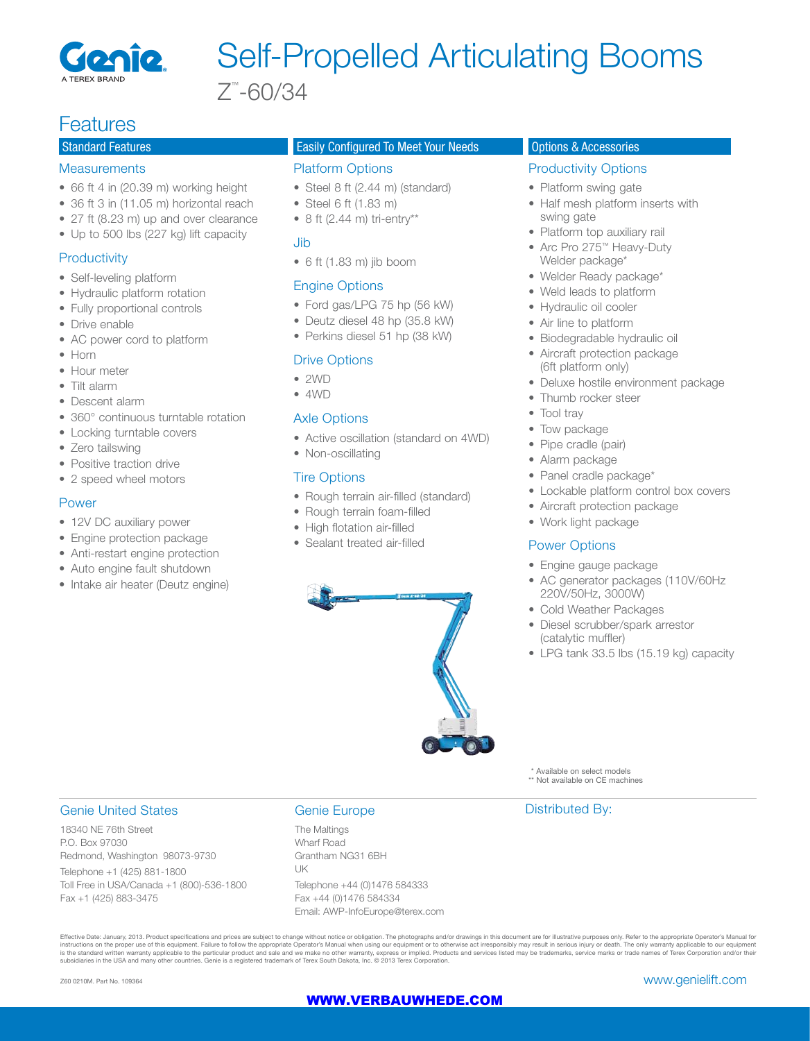# Self-Propelled Articulating Booms

Z™-60/34

## Features

### Standard Features

#### Measurements

- 66 ft 4 in (20.39 m) working height
- 36 ft 3 in (11.05 m) horizontal reach
- 27 ft (8.23 m) up and over clearance
- Up to 500 lbs (227 kg) lift capacity

#### Productivity

- Self-leveling platform
- Hydraulic platform rotation
- Fully proportional controls
- Drive enable
- AC power cord to platform
- Horn
- Hour meter
- Tilt alarm
- Descent alarm
- 360° continuous turntable rotation
- Locking turntable covers
- Zero tailswing
- Positive traction drive
- 2 speed wheel motors

#### Power

- 12V DC auxiliary power
- Engine protection package
- Anti-restart engine protection
- Auto engine fault shutdown
- Intake air heater (Deutz engine)

### Easily Configured To Meet Your Needs

#### Platform Options

- Steel 8 ft (2.44 m) (standard)
- Steel 6 ft (1.83 m)
- 8 ft (2.44 m) tri-entry**

#### Jib

- 6 ft (1.83 m) jib boom

#### Engine Options

- Ford gas/LPG 75 hp (56 kW)
- Deutz diesel 48 hp (35.8 kW)
- Perkins diesel 51 hp (38 kW)

#### Drive Options

- 2WD
- 4WD

#### Axle Options

- Active oscillation (standard on 4WD)
- Non-oscillating

#### Tire Options

- Rough terrain air-filled (standard)
- Rough terrain foam-filled
- High flotation air-filled
- Sealant treated air-filled

### Options & Accessories

#### Productivity Options

- Platform swing gate
- Half mesh platform inserts with swing gate
- Platform top auxiliary rail
- Arc Pro 275™ Heavy-Duty Welder package*
- Welder Ready package*
- Weld leads to platform
- Hydraulic oil cooler
- Air line to platform
- Biodegradable hydraulic oil
- Aircraft protection package (6ft platform only)
- Deluxe hostile environment package
- Thumb rocker steer
- Tool tray
- Tow package
- Pipe cradle (pair)
- Alarm package
- Panel cradle package*
- Lockable platform control box covers
- Aircraft protection package
- Work light package

#### Power Options

- Engine gauge package
- AC generator packages (110V/60Hz 220V/50Hz, 3000W)
- Cold Weather Packages
- Diesel scrubber/spark arrestor (catalytic muffler)
- LPG tank 33.5 lbs (15.19 kg) capacity

\* Available on select models
\** Not available on CE machines

### Genie United States

18340 NE 76th Street
P.O. Box 97030
Redmond, Washington 98073-9730
Telephone +1 (425) 881-1800
Toll Free in USA/Canada +1 (800)-536-1800
Fax +1 (425) 883-3475

### Genie Europe

The Maltings
Wharf Road
Grantham NG31 6BH
UK
Telephone +44 (0)1476 584333
Fax +44 (0)1476 584334
Email: AWP-InfoEurope@terex.com

### Distributed By:

Effective Date: January, 2013. Product specifications and prices are subject to change without notice or obligation. The photographs and/or drawings in this document are for illustrative purposes only. Refer to the appropriate Operator's Manual for instructions on the proper use of this equipment. Failure to follow the appropriate Operator's Manual when using our equipment or to otherwise act irresponsibly may result in serious injury or death. The only warranty applicable to our equipment is the standard written warranty applicable to the particular product and sale and we make no other warranty, express or implied. Products and services listed may be trademarks, service marks or trade names of Terex Corporation and/or their subsidiaries in the USA and many other countries. Genie is a registered trademark of Terex South Dakota, Inc. © 2013 Terex Corporation.

Z60 0210M. Part No. 109364

www.genielift.com

WWW.VERBAUWHEDE.COM